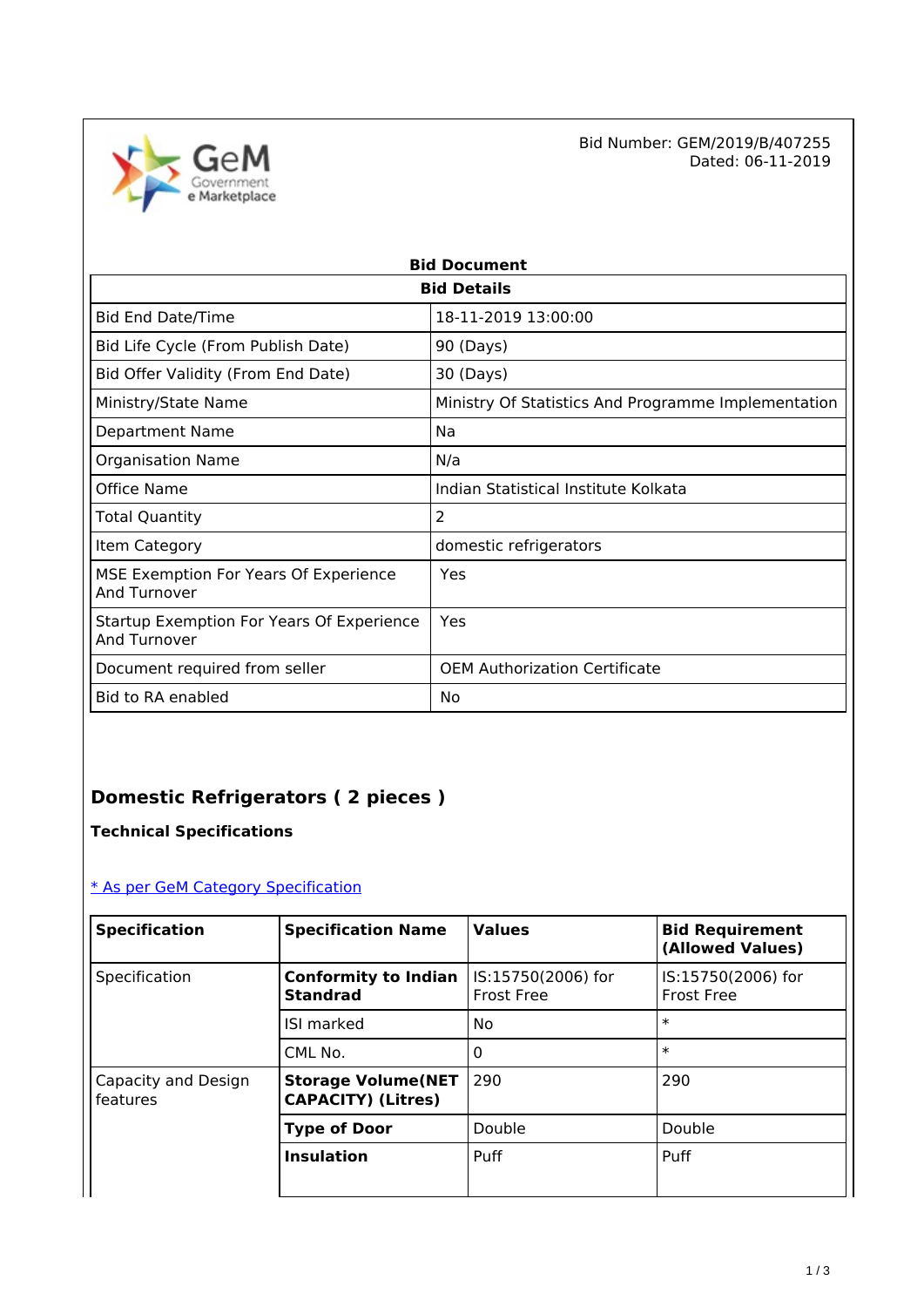Bid Number: GEM/2019/B/407255
Dated: 06-11-2019

## Bid Document

| Bid Details | |
|---|---|
| Bid End Date/Time | 18-11-2019 13:00:00 |
| Bid Life Cycle (From Publish Date) | 90 (Days) |
| Bid Offer Validity (From End Date) | 30 (Days) |
| Ministry/State Name | Ministry Of Statistics And Programme Implementation |
| Department Name | Na |
| Organisation Name | N/a |
| Office Name | Indian Statistical Institute Kolkata |
| Total Quantity | 2 |
| Item Category | domestic refrigerators |
| MSE Exemption For Years Of Experience And Turnover | Yes |
| Startup Exemption For Years Of Experience And Turnover | Yes |
| Document required from seller | OEM Authorization Certificate |
| Bid to RA enabled | No |

## Domestic Refrigerators ( 2 pieces )

**Technical Specifications**

[* As per GeM Category Specification]

| Specification | Specification Name | Values | Bid Requirement (Allowed Values) |
|---|---|---|---|
| Specification | **Conformity to Indian Standrad** | IS:15750(2006) for Frost Free | IS:15750(2006) for Frost Free |
| | ISI marked | No | * |
| | CML No. | 0 | * |
| Capacity and Design features | **Storage Volume(NET CAPACITY) (Litres)** | 290 | 290 |
| | **Type of Door** | Double | Double |
| | **Insulation** | Puff | Puff |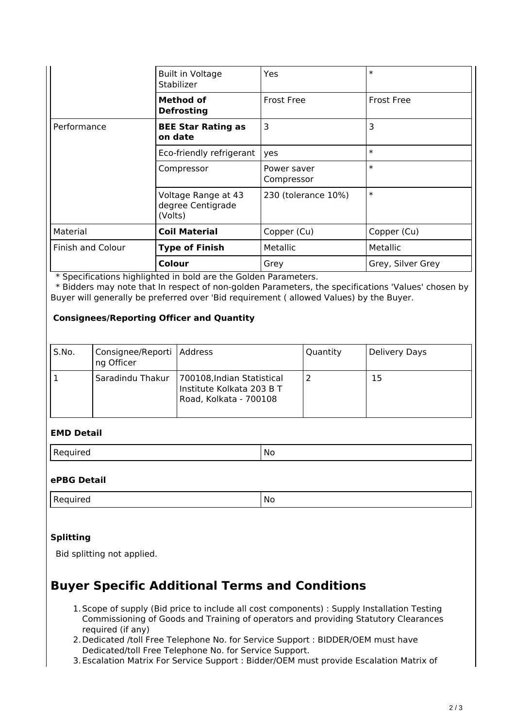| | | | |
|---|---|---|---|
| | Built in Voltage Stabilizer | Yes | * |
| | **Method of Defrosting** | Frost Free | Frost Free |
| Performance | **BEE Star Rating as on date** | 3 | 3 |
| | Eco-friendly refrigerant | yes | * |
| | Compressor | Power saver Compressor | * |
| | Voltage Range at 43 degree Centigrade (Volts) | 230 (tolerance 10%) | * |
| Material | **Coil Material** | Copper (Cu) | Copper (Cu) |
| Finish and Colour | **Type of Finish** | Metallic | Metallic |
| | **Colour** | Grey | Grey, Silver Grey |

* Specifications highlighted in bold are the Golden Parameters.
* Bidders may note that In respect of non-golden Parameters, the specifications 'Values' chosen by Buyer will generally be preferred over 'Bid requirement ( allowed Values) by the Buyer.

### Consignees/Reporting Officer and Quantity

| S.No. | Consignee/Reporting Officer | Address | Quantity | Delivery Days |
|---|---|---|---|---|
| 1 | Saradindu Thakur | 700108,Indian Statistical Institute Kolkata 203 B T Road, Kolkata - 700108 | 2 | 15 |

### EMD Detail

| | |
|---|---|
| Required | No |

### ePBG Detail

| | |
|---|---|
| Required | No |

### Splitting

Bid splitting not applied.

## Buyer Specific Additional Terms and Conditions

1. Scope of supply (Bid price to include all cost components) : Supply Installation Testing Commissioning of Goods and Training of operators and providing Statutory Clearances required (if any)
2. Dedicated /toll Free Telephone No. for Service Support : BIDDER/OEM must have Dedicated/toll Free Telephone No. for Service Support.
3. Escalation Matrix For Service Support : Bidder/OEM must provide Escalation Matrix of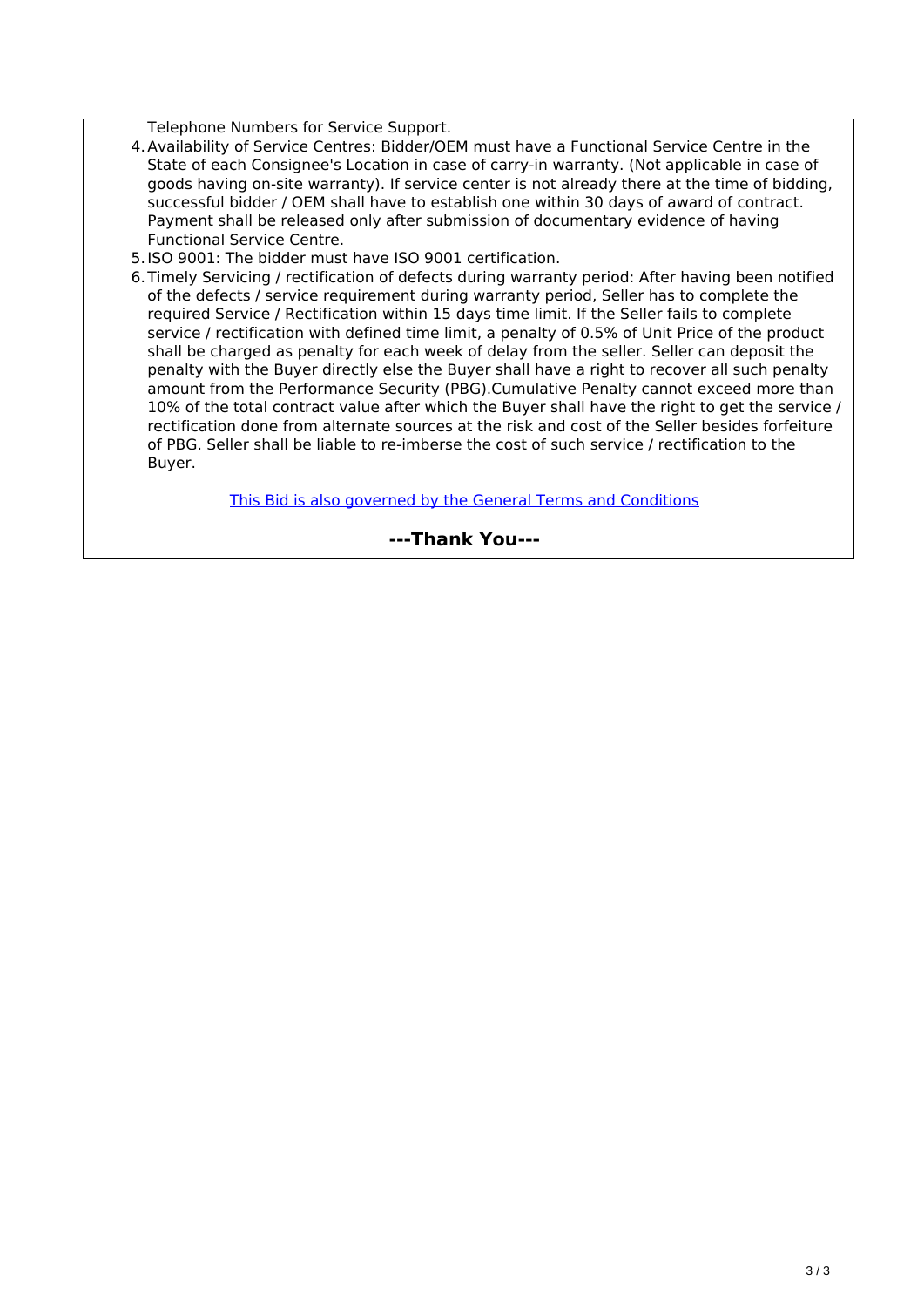Telephone Numbers for Service Support.

4. Availability of Service Centres: Bidder/OEM must have a Functional Service Centre in the State of each Consignee's Location in case of carry-in warranty. (Not applicable in case of goods having on-site warranty). If service center is not already there at the time of bidding, successful bidder / OEM shall have to establish one within 30 days of award of contract. Payment shall be released only after submission of documentary evidence of having Functional Service Centre.
5. ISO 9001: The bidder must have ISO 9001 certification.
6. Timely Servicing / rectification of defects during warranty period: After having been notified of the defects / service requirement during warranty period, Seller has to complete the required Service / Rectification within 15 days time limit. If the Seller fails to complete service / rectification with defined time limit, a penalty of 0.5% of Unit Price of the product shall be charged as penalty for each week of delay from the seller. Seller can deposit the penalty with the Buyer directly else the Buyer shall have a right to recover all such penalty amount from the Performance Security (PBG).Cumulative Penalty cannot exceed more than 10% of the total contract value after which the Buyer shall have the right to get the service / rectification done from alternate sources at the risk and cost of the Seller besides forfeiture of PBG. Seller shall be liable to re-imberse the cost of such service / rectification to the Buyer.

This Bid is also governed by the General Terms and Conditions

**---Thank You---**